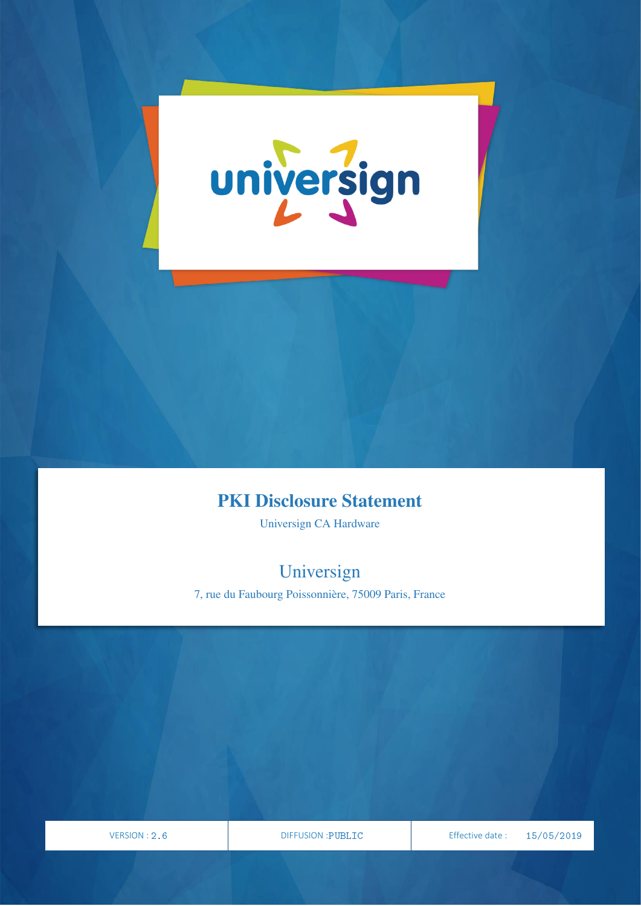universign

# PKI Disclosure Statement

Universign CA Hardware

## Universign

7, rue du Faubourg Poissonnière, 75009 Paris, France

| VERSION : 2.6 | DIFFUSION :PUBLIC | Effective date : 15/05/2019 |
|---|---|---|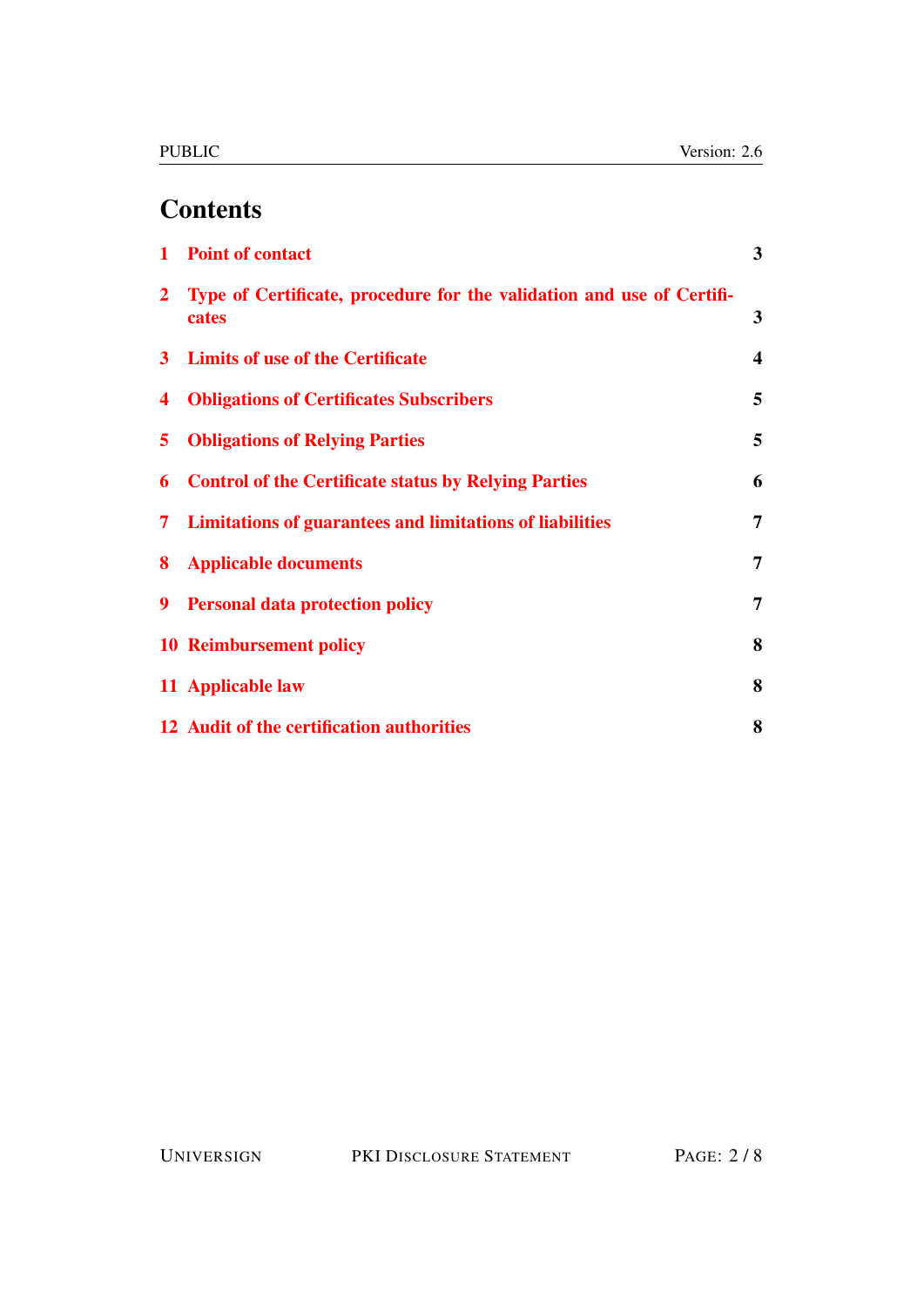# Contents

| | | |
|---|---|---|
| 1 | Point of contact | 3 |
| 2 | Type of Certificate, procedure for the validation and use of Certificates | 3 |
| 3 | Limits of use of the Certificate | 4 |
| 4 | Obligations of Certificates Subscribers | 5 |
| 5 | Obligations of Relying Parties | 5 |
| 6 | Control of the Certificate status by Relying Parties | 6 |
| 7 | Limitations of guarantees and limitations of liabilities | 7 |
| 8 | Applicable documents | 7 |
| 9 | Personal data protection policy | 7 |
| 10 | Reimbursement policy | 8 |
| 11 | Applicable law | 8 |
| 12 | Audit of the certification authorities | 8 |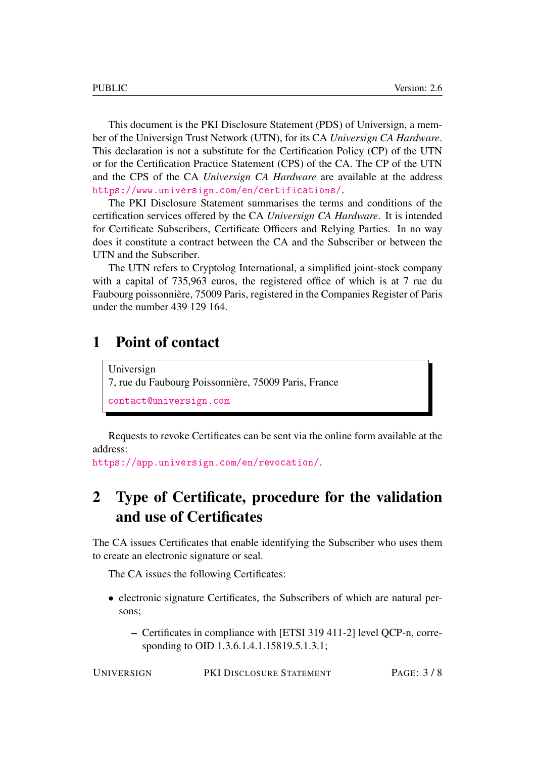This document is the PKI Disclosure Statement (PDS) of Universign, a member of the Universign Trust Network (UTN), for its CA *Universign CA Hardware*. This declaration is not a substitute for the Certification Policy (CP) of the UTN or for the Certification Practice Statement (CPS) of the CA. The CP of the UTN and the CPS of the CA *Universign CA Hardware* are available at the address https://www.universign.com/en/certifications/.

The PKI Disclosure Statement summarises the terms and conditions of the certification services offered by the CA *Universign CA Hardware*. It is intended for Certificate Subscribers, Certificate Officers and Relying Parties. In no way does it constitute a contract between the CA and the Subscriber or between the UTN and the Subscriber.

The UTN refers to Cryptolog International, a simplified joint-stock company with a capital of 735,963 euros, the registered office of which is at 7 rue du Faubourg poissonnière, 75009 Paris, registered in the Companies Register of Paris under the number 439 129 164.

# 1 Point of contact

Universign
7, rue du Faubourg Poissonnière, 75009 Paris, France
contact@universign.com

Requests to revoke Certificates can be sent via the online form available at the address:
https://app.universign.com/en/revocation/.

# 2 Type of Certificate, procedure for the validation and use of Certificates

The CA issues Certificates that enable identifying the Subscriber who uses them to create an electronic signature or seal.

The CA issues the following Certificates:

- electronic signature Certificates, the Subscribers of which are natural persons;
  - Certificates in compliance with [ETSI 319 411-2] level QCP-n, corresponding to OID 1.3.6.1.4.1.15819.5.1.3.1;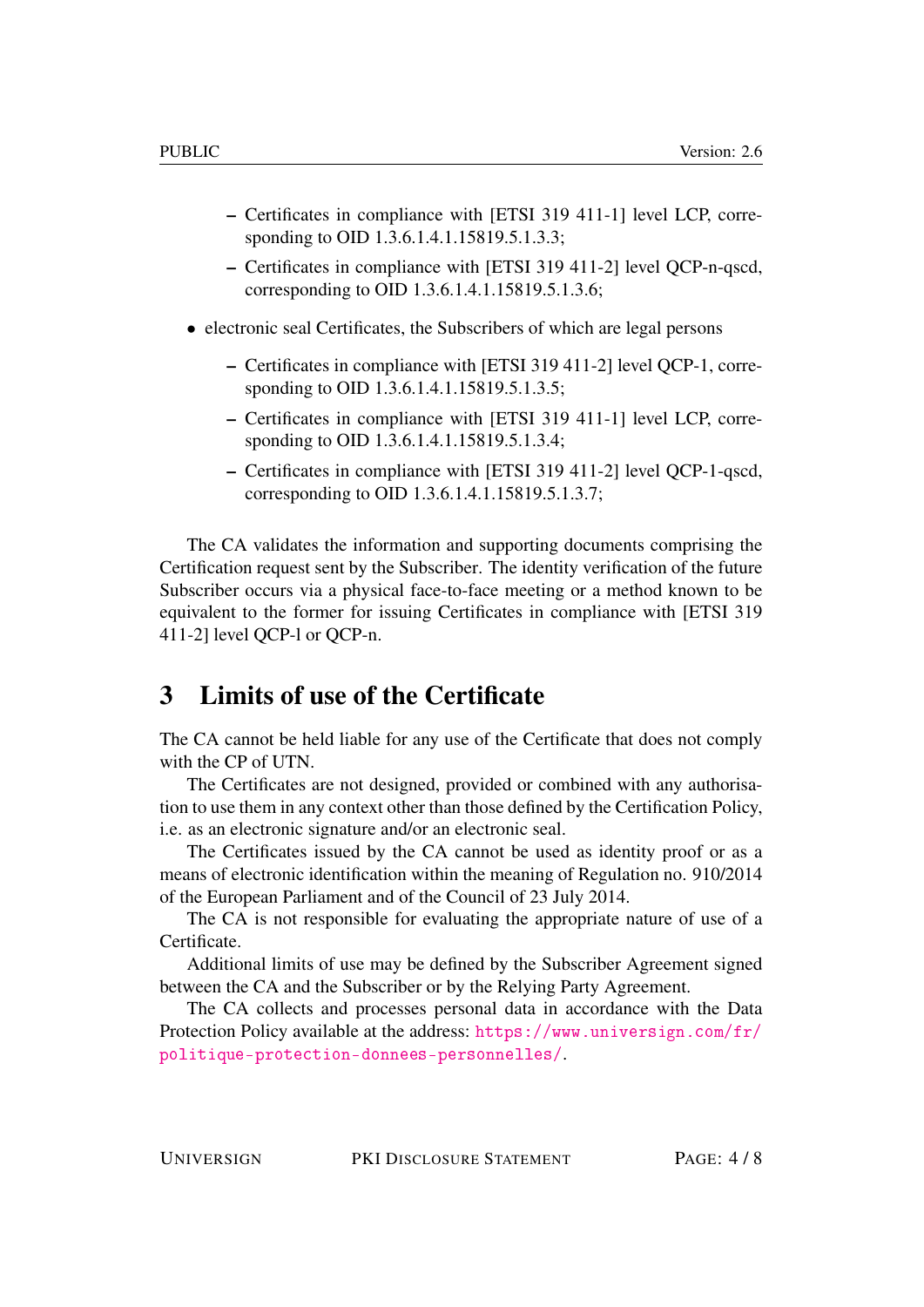- Certificates in compliance with [ETSI 319 411-1] level LCP, corresponding to OID 1.3.6.1.4.1.15819.5.1.3.3;
  - Certificates in compliance with [ETSI 319 411-2] level QCP-n-qscd, corresponding to OID 1.3.6.1.4.1.15819.5.1.3.6;

- electronic seal Certificates, the Subscribers of which are legal persons
  - Certificates in compliance with [ETSI 319 411-2] level QCP-1, corresponding to OID 1.3.6.1.4.1.15819.5.1.3.5;
  - Certificates in compliance with [ETSI 319 411-1] level LCP, corresponding to OID 1.3.6.1.4.1.15819.5.1.3.4;
  - Certificates in compliance with [ETSI 319 411-2] level QCP-1-qscd, corresponding to OID 1.3.6.1.4.1.15819.5.1.3.7;

The CA validates the information and supporting documents comprising the Certification request sent by the Subscriber. The identity verification of the future Subscriber occurs via a physical face-to-face meeting or a method known to be equivalent to the former for issuing Certificates in compliance with [ETSI 319 411-2] level QCP-l or QCP-n.

# 3 Limits of use of the Certificate

The CA cannot be held liable for any use of the Certificate that does not comply with the CP of UTN.

The Certificates are not designed, provided or combined with any authorisation to use them in any context other than those defined by the Certification Policy, i.e. as an electronic signature and/or an electronic seal.

The Certificates issued by the CA cannot be used as identity proof or as a means of electronic identification within the meaning of Regulation no. 910/2014 of the European Parliament and of the Council of 23 July 2014.

The CA is not responsible for evaluating the appropriate nature of use of a Certificate.

Additional limits of use may be defined by the Subscriber Agreement signed between the CA and the Subscriber or by the Relying Party Agreement.

The CA collects and processes personal data in accordance with the Data Protection Policy available at the address: https://www.universign.com/fr/politique-protection-donnees-personnelles/.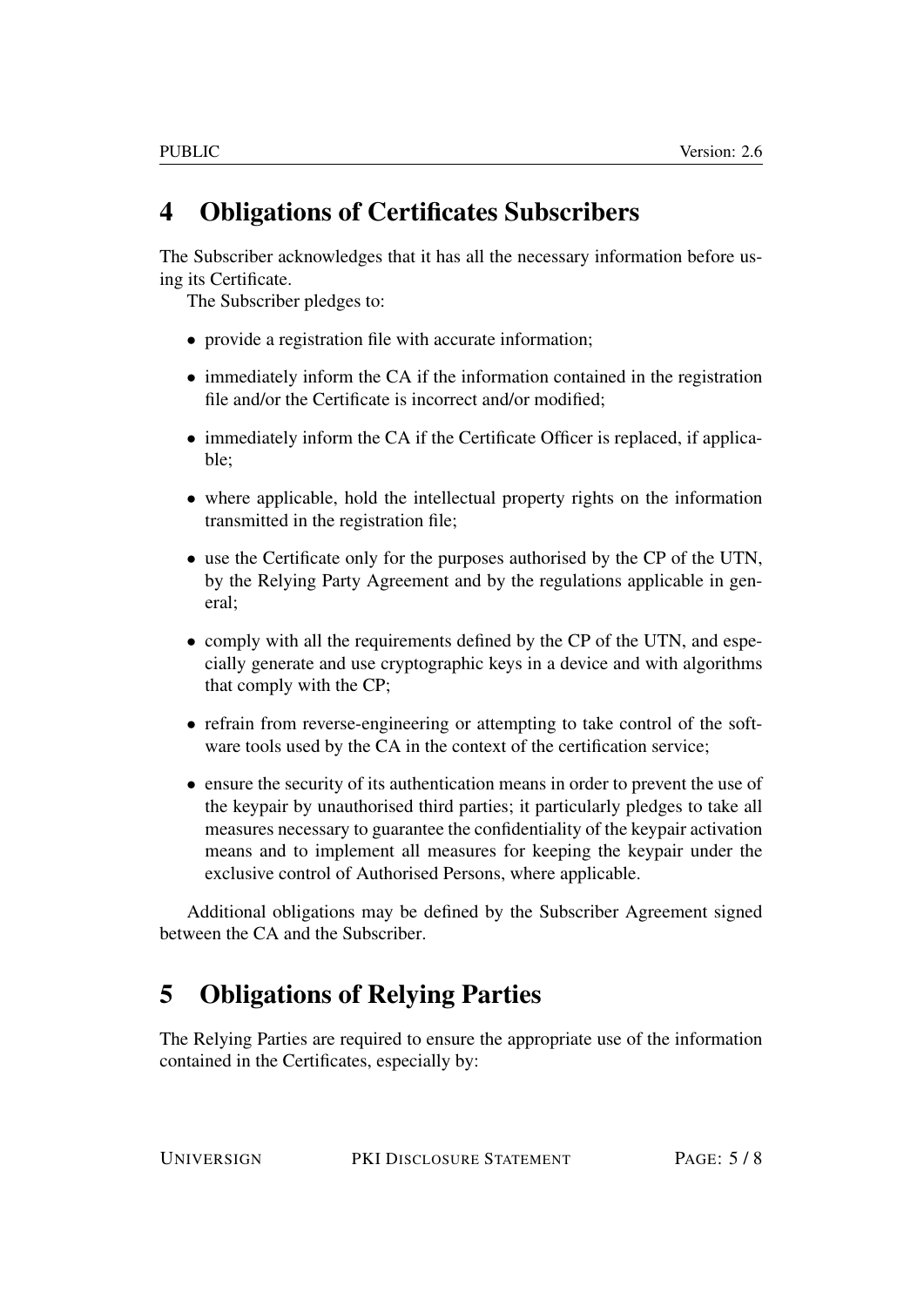# 4 Obligations of Certificates Subscribers

The Subscriber acknowledges that it has all the necessary information before using its Certificate.

The Subscriber pledges to:

- provide a registration file with accurate information;
- immediately inform the CA if the information contained in the registration file and/or the Certificate is incorrect and/or modified;
- immediately inform the CA if the Certificate Officer is replaced, if applicable;
- where applicable, hold the intellectual property rights on the information transmitted in the registration file;
- use the Certificate only for the purposes authorised by the CP of the UTN, by the Relying Party Agreement and by the regulations applicable in general;
- comply with all the requirements defined by the CP of the UTN, and especially generate and use cryptographic keys in a device and with algorithms that comply with the CP;
- refrain from reverse-engineering or attempting to take control of the software tools used by the CA in the context of the certification service;
- ensure the security of its authentication means in order to prevent the use of the keypair by unauthorised third parties; it particularly pledges to take all measures necessary to guarantee the confidentiality of the keypair activation means and to implement all measures for keeping the keypair under the exclusive control of Authorised Persons, where applicable.

Additional obligations may be defined by the Subscriber Agreement signed between the CA and the Subscriber.

# 5 Obligations of Relying Parties

The Relying Parties are required to ensure the appropriate use of the information contained in the Certificates, especially by: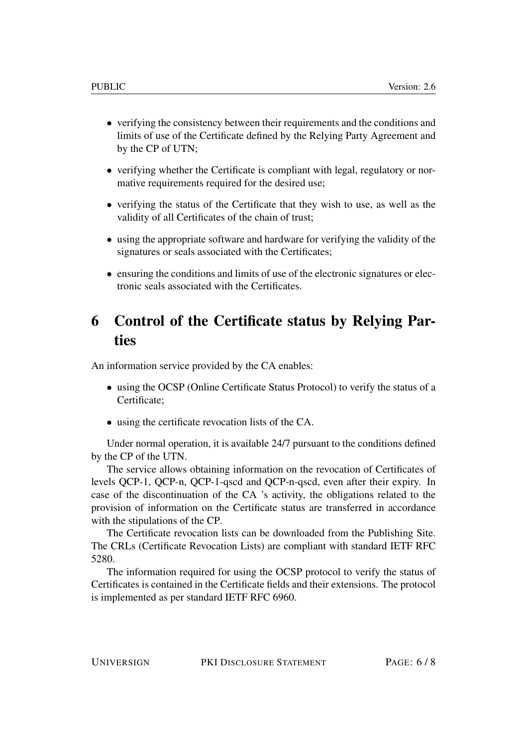- verifying the consistency between their requirements and the conditions and limits of use of the Certificate defined by the Relying Party Agreement and by the CP of UTN;
- verifying whether the Certificate is compliant with legal, regulatory or normative requirements required for the desired use;
- verifying the status of the Certificate that they wish to use, as well as the validity of all Certificates of the chain of trust;
- using the appropriate software and hardware for verifying the validity of the signatures or seals associated with the Certificates;
- ensuring the conditions and limits of use of the electronic signatures or electronic seals associated with the Certificates.

# 6 Control of the Certificate status by Relying Parties

An information service provided by the CA enables:

- using the OCSP (Online Certificate Status Protocol) to verify the status of a Certificate;
- using the certificate revocation lists of the CA.

Under normal operation, it is available 24/7 pursuant to the conditions defined by the CP of the UTN.

The service allows obtaining information on the revocation of Certificates of levels QCP-1, QCP-n, QCP-1-qscd and QCP-n-qscd, even after their expiry. In case of the discontinuation of the CA 's activity, the obligations related to the provision of information on the Certificate status are transferred in accordance with the stipulations of the CP.

The Certificate revocation lists can be downloaded from the Publishing Site. The CRLs (Certificate Revocation Lists) are compliant with standard IETF RFC 5280.

The information required for using the OCSP protocol to verify the status of Certificates is contained in the Certificate fields and their extensions. The protocol is implemented as per standard IETF RFC 6960.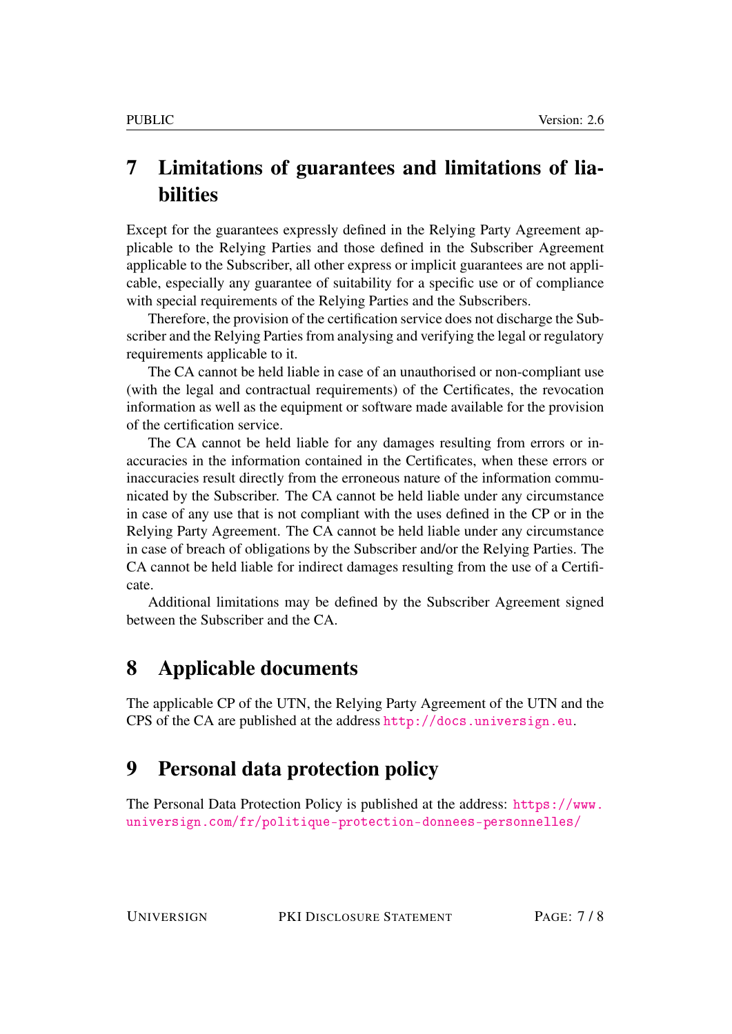# 7 Limitations of guarantees and limitations of liabilities

Except for the guarantees expressly defined in the Relying Party Agreement applicable to the Relying Parties and those defined in the Subscriber Agreement applicable to the Subscriber, all other express or implicit guarantees are not applicable, especially any guarantee of suitability for a specific use or of compliance with special requirements of the Relying Parties and the Subscribers.

Therefore, the provision of the certification service does not discharge the Subscriber and the Relying Parties from analysing and verifying the legal or regulatory requirements applicable to it.

The CA cannot be held liable in case of an unauthorised or non-compliant use (with the legal and contractual requirements) of the Certificates, the revocation information as well as the equipment or software made available for the provision of the certification service.

The CA cannot be held liable for any damages resulting from errors or inaccuracies in the information contained in the Certificates, when these errors or inaccuracies result directly from the erroneous nature of the information communicated by the Subscriber. The CA cannot be held liable under any circumstance in case of any use that is not compliant with the uses defined in the CP or in the Relying Party Agreement. The CA cannot be held liable under any circumstance in case of breach of obligations by the Subscriber and/or the Relying Parties. The CA cannot be held liable for indirect damages resulting from the use of a Certificate.

Additional limitations may be defined by the Subscriber Agreement signed between the Subscriber and the CA.

# 8 Applicable documents

The applicable CP of the UTN, the Relying Party Agreement of the UTN and the CPS of the CA are published at the address http://docs.universign.eu.

# 9 Personal data protection policy

The Personal Data Protection Policy is published at the address: https://www.universign.com/fr/politique-protection-donnees-personnelles/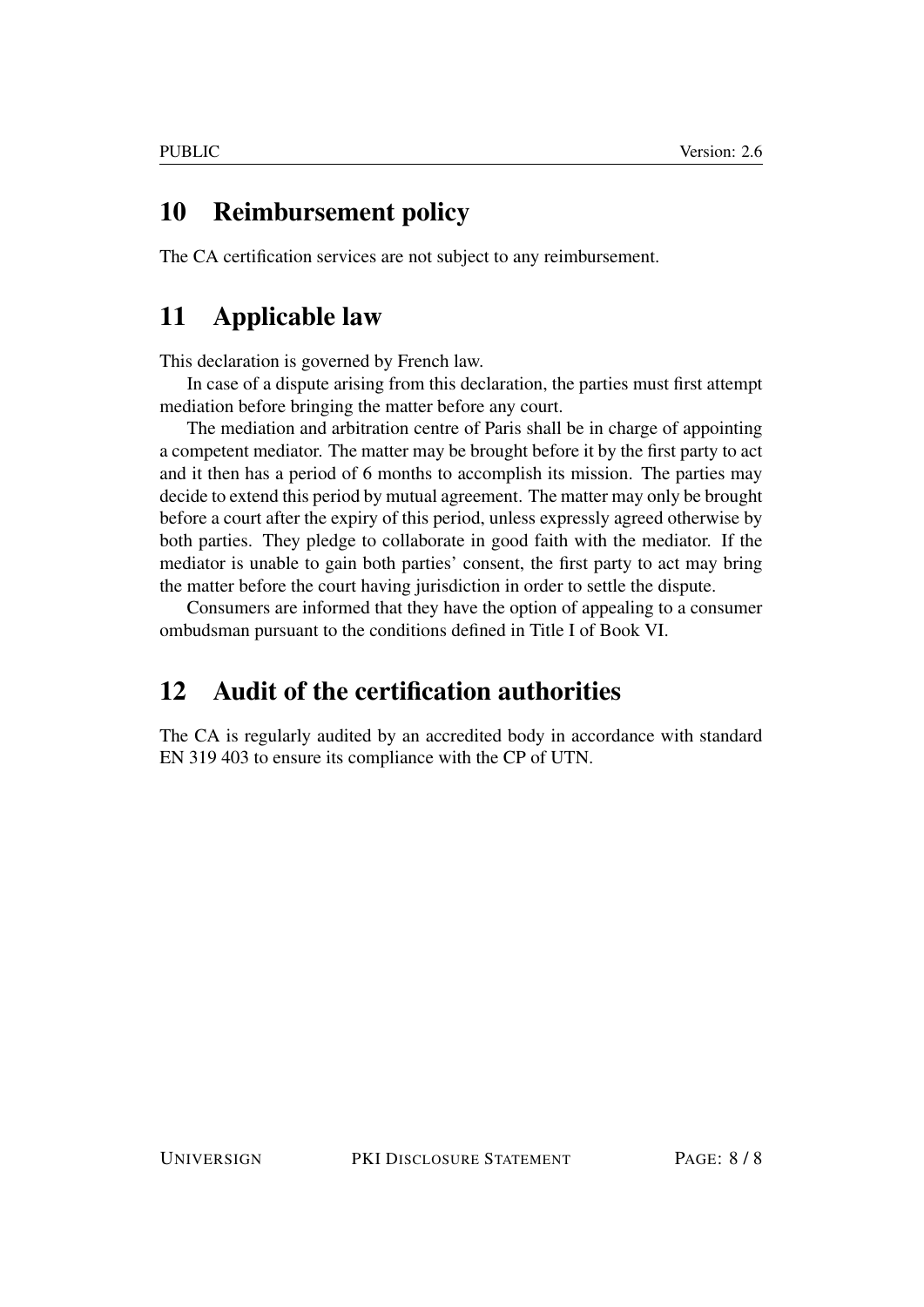# 10 Reimbursement policy

The CA certification services are not subject to any reimbursement.

# 11 Applicable law

This declaration is governed by French law.

In case of a dispute arising from this declaration, the parties must first attempt mediation before bringing the matter before any court.

The mediation and arbitration centre of Paris shall be in charge of appointing a competent mediator. The matter may be brought before it by the first party to act and it then has a period of 6 months to accomplish its mission. The parties may decide to extend this period by mutual agreement. The matter may only be brought before a court after the expiry of this period, unless expressly agreed otherwise by both parties. They pledge to collaborate in good faith with the mediator. If the mediator is unable to gain both parties' consent, the first party to act may bring the matter before the court having jurisdiction in order to settle the dispute.

Consumers are informed that they have the option of appealing to a consumer ombudsman pursuant to the conditions defined in Title I of Book VI.

# 12 Audit of the certification authorities

The CA is regularly audited by an accredited body in accordance with standard EN 319 403 to ensure its compliance with the CP of UTN.